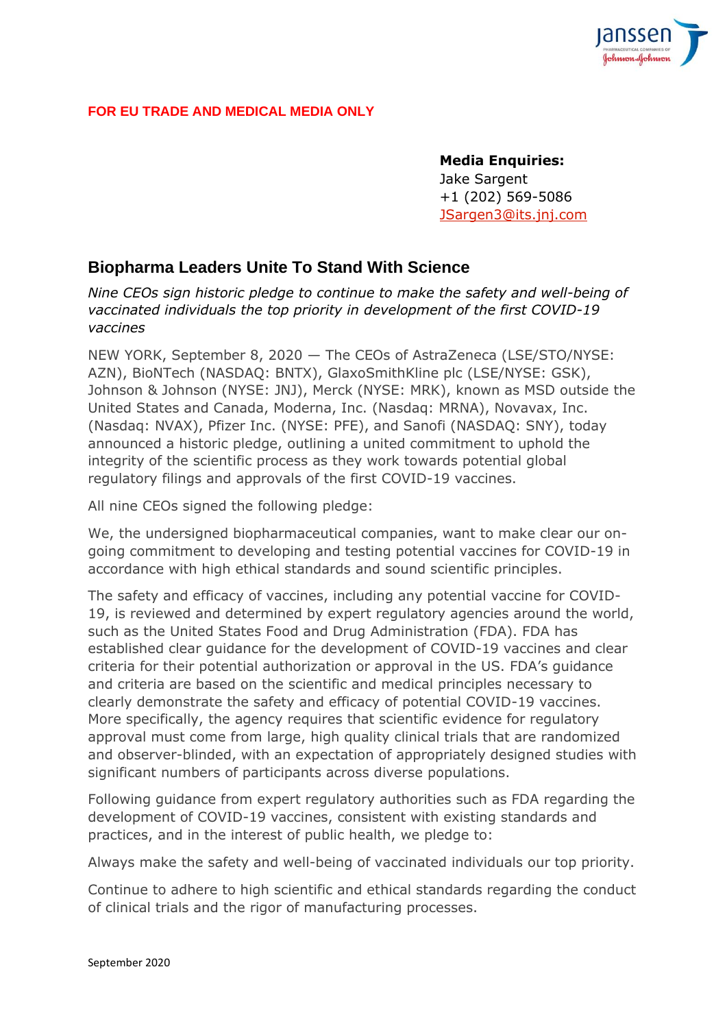**FOR EU TRADE AND MEDICAL MEDIA ONLY**

**Media Enquiries:**
Jake Sargent
+1 (202) 569-5086
JSargen3@its.jnj.com

## Biopharma Leaders Unite To Stand With Science

*Nine CEOs sign historic pledge to continue to make the safety and well-being of vaccinated individuals the top priority in development of the first COVID-19 vaccines*

NEW YORK, September 8, 2020 — The CEOs of AstraZeneca (LSE/STO/NYSE: AZN), BioNTech (NASDAQ: BNTX), GlaxoSmithKline plc (LSE/NYSE: GSK), Johnson & Johnson (NYSE: JNJ), Merck (NYSE: MRK), known as MSD outside the United States and Canada, Moderna, Inc. (Nasdaq: MRNA), Novavax, Inc. (Nasdaq: NVAX), Pfizer Inc. (NYSE: PFE), and Sanofi (NASDAQ: SNY), today announced a historic pledge, outlining a united commitment to uphold the integrity of the scientific process as they work towards potential global regulatory filings and approvals of the first COVID-19 vaccines.

All nine CEOs signed the following pledge:

We, the undersigned biopharmaceutical companies, want to make clear our on-going commitment to developing and testing potential vaccines for COVID-19 in accordance with high ethical standards and sound scientific principles.

The safety and efficacy of vaccines, including any potential vaccine for COVID-19, is reviewed and determined by expert regulatory agencies around the world, such as the United States Food and Drug Administration (FDA). FDA has established clear guidance for the development of COVID-19 vaccines and clear criteria for their potential authorization or approval in the US. FDA's guidance and criteria are based on the scientific and medical principles necessary to clearly demonstrate the safety and efficacy of potential COVID-19 vaccines. More specifically, the agency requires that scientific evidence for regulatory approval must come from large, high quality clinical trials that are randomized and observer-blinded, with an expectation of appropriately designed studies with significant numbers of participants across diverse populations.

Following guidance from expert regulatory authorities such as FDA regarding the development of COVID-19 vaccines, consistent with existing standards and practices, and in the interest of public health, we pledge to:

Always make the safety and well-being of vaccinated individuals our top priority.

Continue to adhere to high scientific and ethical standards regarding the conduct of clinical trials and the rigor of manufacturing processes.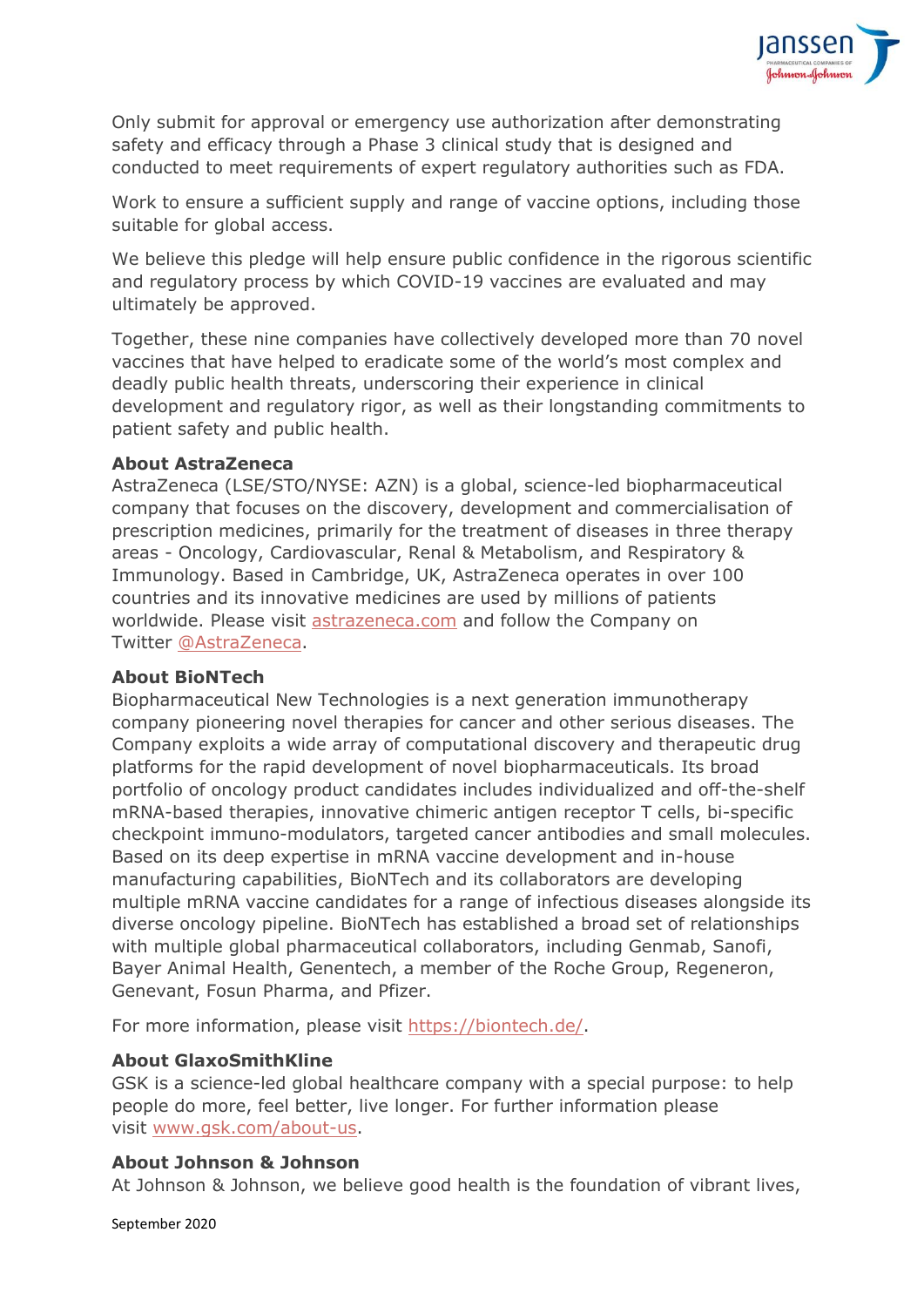Only submit for approval or emergency use authorization after demonstrating safety and efficacy through a Phase 3 clinical study that is designed and conducted to meet requirements of expert regulatory authorities such as FDA.

Work to ensure a sufficient supply and range of vaccine options, including those suitable for global access.

We believe this pledge will help ensure public confidence in the rigorous scientific and regulatory process by which COVID-19 vaccines are evaluated and may ultimately be approved.

Together, these nine companies have collectively developed more than 70 novel vaccines that have helped to eradicate some of the world's most complex and deadly public health threats, underscoring their experience in clinical development and regulatory rigor, as well as their longstanding commitments to patient safety and public health.

**About AstraZeneca**
AstraZeneca (LSE/STO/NYSE: AZN) is a global, science-led biopharmaceutical company that focuses on the discovery, development and commercialisation of prescription medicines, primarily for the treatment of diseases in three therapy areas - Oncology, Cardiovascular, Renal & Metabolism, and Respiratory & Immunology. Based in Cambridge, UK, AstraZeneca operates in over 100 countries and its innovative medicines are used by millions of patients worldwide. Please visit astrazeneca.com and follow the Company on Twitter @AstraZeneca.

**About BioNTech**
Biopharmaceutical New Technologies is a next generation immunotherapy company pioneering novel therapies for cancer and other serious diseases. The Company exploits a wide array of computational discovery and therapeutic drug platforms for the rapid development of novel biopharmaceuticals. Its broad portfolio of oncology product candidates includes individualized and off-the-shelf mRNA-based therapies, innovative chimeric antigen receptor T cells, bi-specific checkpoint immuno-modulators, targeted cancer antibodies and small molecules. Based on its deep expertise in mRNA vaccine development and in-house manufacturing capabilities, BioNTech and its collaborators are developing multiple mRNA vaccine candidates for a range of infectious diseases alongside its diverse oncology pipeline. BioNTech has established a broad set of relationships with multiple global pharmaceutical collaborators, including Genmab, Sanofi, Bayer Animal Health, Genentech, a member of the Roche Group, Regeneron, Genevant, Fosun Pharma, and Pfizer.

For more information, please visit https://biontech.de/.

**About GlaxoSmithKline**
GSK is a science-led global healthcare company with a special purpose: to help people do more, feel better, live longer. For further information please visit www.gsk.com/about-us.

**About Johnson & Johnson**
At Johnson & Johnson, we believe good health is the foundation of vibrant lives,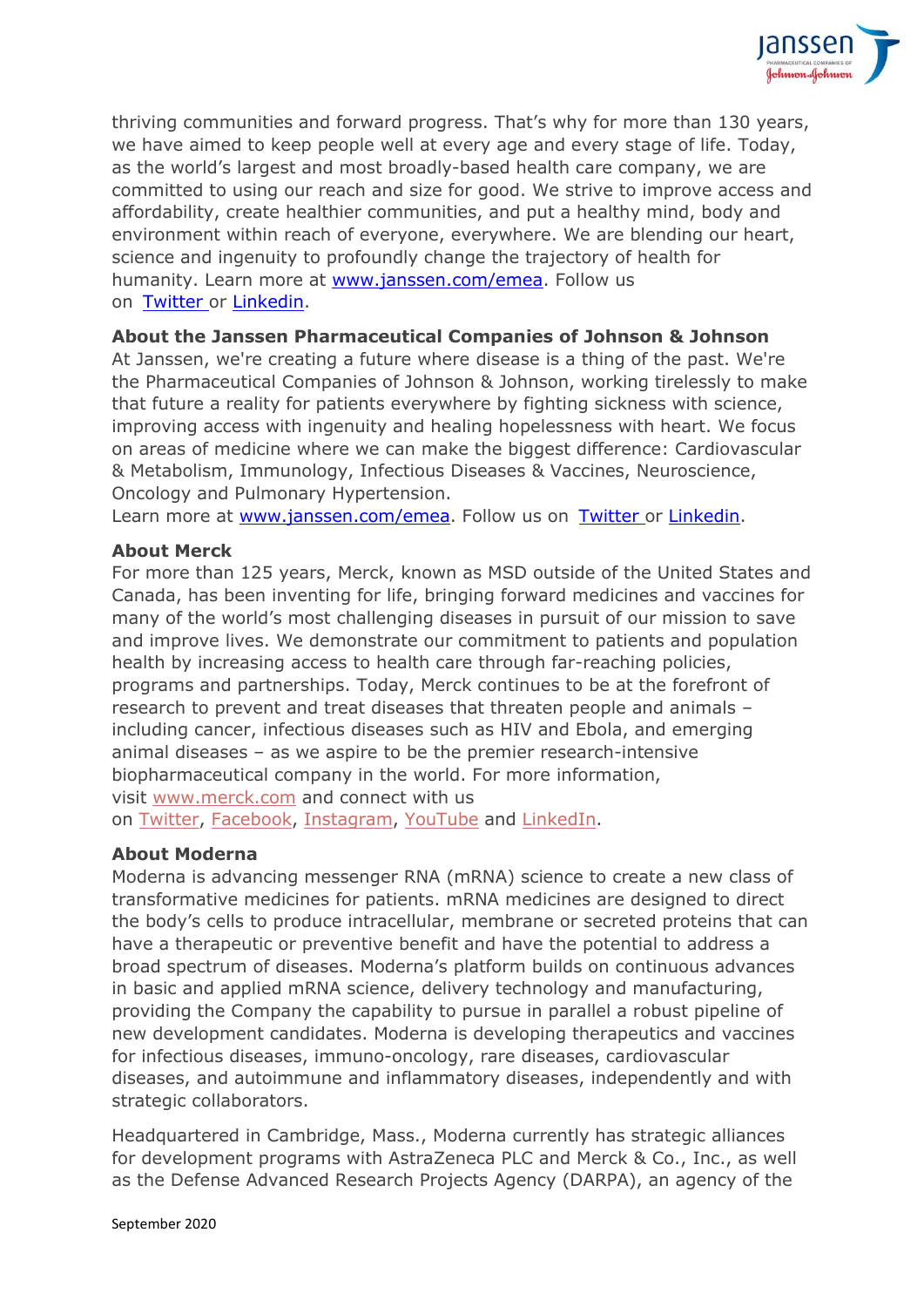thriving communities and forward progress. That's why for more than 130 years, we have aimed to keep people well at every age and every stage of life. Today, as the world's largest and most broadly-based health care company, we are committed to using our reach and size for good. We strive to improve access and affordability, create healthier communities, and put a healthy mind, body and environment within reach of everyone, everywhere. We are blending our heart, science and ingenuity to profoundly change the trajectory of health for humanity. Learn more at [www.janssen.com/emea](www.janssen.com/emea). Follow us on [Twitter](Twitter) or [Linkedin](Linkedin).

**About the Janssen Pharmaceutical Companies of Johnson & Johnson**
At Janssen, we're creating a future where disease is a thing of the past. We're the Pharmaceutical Companies of Johnson & Johnson, working tirelessly to make that future a reality for patients everywhere by fighting sickness with science, improving access with ingenuity and healing hopelessness with heart. We focus on areas of medicine where we can make the biggest difference: Cardiovascular & Metabolism, Immunology, Infectious Diseases & Vaccines, Neuroscience, Oncology and Pulmonary Hypertension.
Learn more at [www.janssen.com/emea](www.janssen.com/emea). Follow us on [Twitter](Twitter) or [Linkedin](Linkedin).

**About Merck**
For more than 125 years, Merck, known as MSD outside of the United States and Canada, has been inventing for life, bringing forward medicines and vaccines for many of the world's most challenging diseases in pursuit of our mission to save and improve lives. We demonstrate our commitment to patients and population health by increasing access to health care through far-reaching policies, programs and partnerships. Today, Merck continues to be at the forefront of research to prevent and treat diseases that threaten people and animals – including cancer, infectious diseases such as HIV and Ebola, and emerging animal diseases – as we aspire to be the premier research-intensive biopharmaceutical company in the world. For more information, visit [www.merck.com](www.merck.com) and connect with us on [Twitter](Twitter), [Facebook](Facebook), [Instagram](Instagram), [YouTube](YouTube) and [LinkedIn](LinkedIn).

**About Moderna**
Moderna is advancing messenger RNA (mRNA) science to create a new class of transformative medicines for patients. mRNA medicines are designed to direct the body's cells to produce intracellular, membrane or secreted proteins that can have a therapeutic or preventive benefit and have the potential to address a broad spectrum of diseases. Moderna's platform builds on continuous advances in basic and applied mRNA science, delivery technology and manufacturing, providing the Company the capability to pursue in parallel a robust pipeline of new development candidates. Moderna is developing therapeutics and vaccines for infectious diseases, immuno-oncology, rare diseases, cardiovascular diseases, and autoimmune and inflammatory diseases, independently and with strategic collaborators.

Headquartered in Cambridge, Mass., Moderna currently has strategic alliances for development programs with AstraZeneca PLC and Merck & Co., Inc., as well as the Defense Advanced Research Projects Agency (DARPA), an agency of the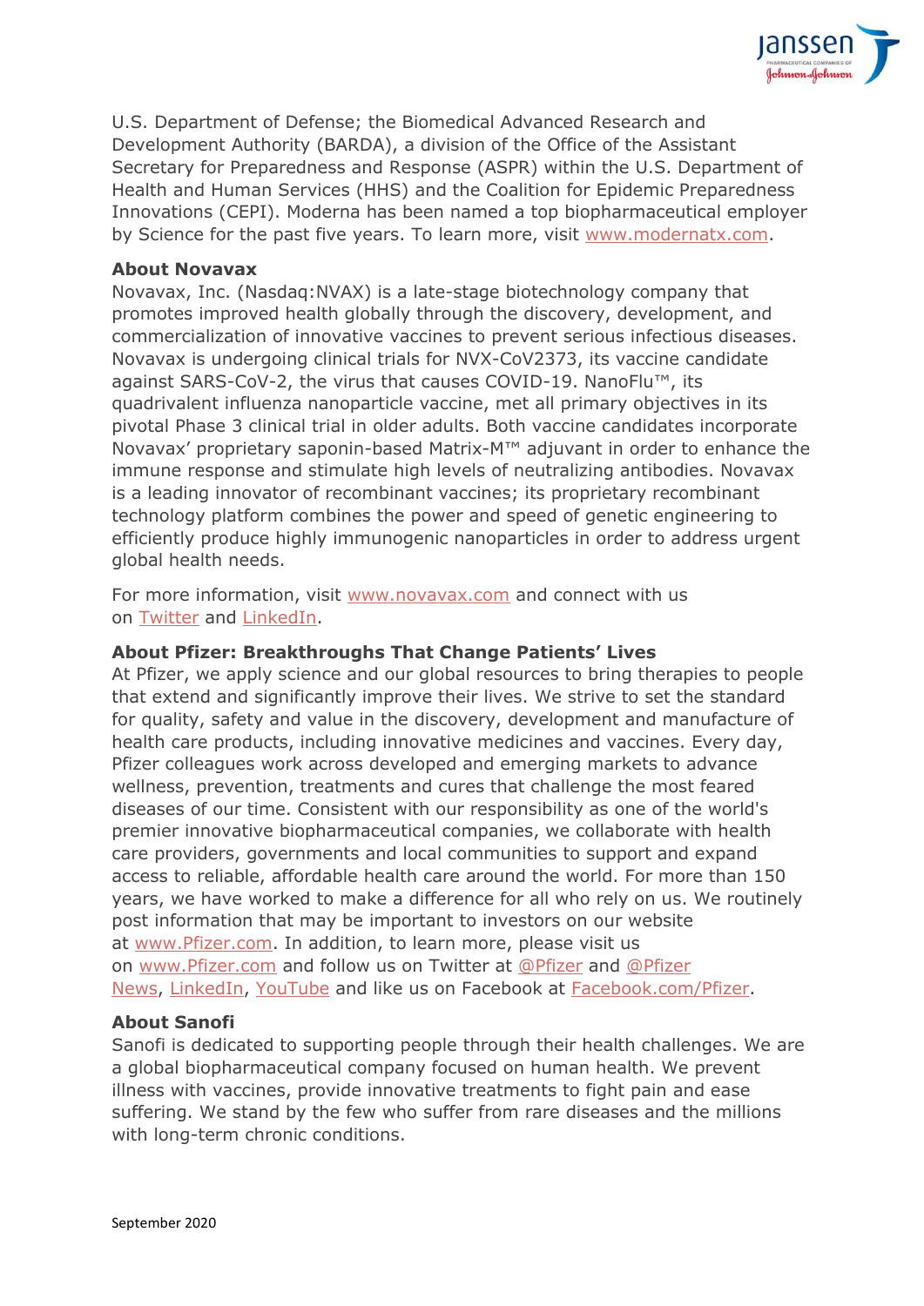U.S. Department of Defense; the Biomedical Advanced Research and Development Authority (BARDA), a division of the Office of the Assistant Secretary for Preparedness and Response (ASPR) within the U.S. Department of Health and Human Services (HHS) and the Coalition for Epidemic Preparedness Innovations (CEPI). Moderna has been named a top biopharmaceutical employer by Science for the past five years. To learn more, visit www.modernatx.com.

**About Novavax**
Novavax, Inc. (Nasdaq:NVAX) is a late-stage biotechnology company that promotes improved health globally through the discovery, development, and commercialization of innovative vaccines to prevent serious infectious diseases. Novavax is undergoing clinical trials for NVX-CoV2373, its vaccine candidate against SARS-CoV-2, the virus that causes COVID-19. NanoFlu™, its quadrivalent influenza nanoparticle vaccine, met all primary objectives in its pivotal Phase 3 clinical trial in older adults. Both vaccine candidates incorporate Novavax' proprietary saponin-based Matrix-M™ adjuvant in order to enhance the immune response and stimulate high levels of neutralizing antibodies. Novavax is a leading innovator of recombinant vaccines; its proprietary recombinant technology platform combines the power and speed of genetic engineering to efficiently produce highly immunogenic nanoparticles in order to address urgent global health needs.

For more information, visit www.novavax.com and connect with us on Twitter and LinkedIn.

**About Pfizer: Breakthroughs That Change Patients' Lives**
At Pfizer, we apply science and our global resources to bring therapies to people that extend and significantly improve their lives. We strive to set the standard for quality, safety and value in the discovery, development and manufacture of health care products, including innovative medicines and vaccines. Every day, Pfizer colleagues work across developed and emerging markets to advance wellness, prevention, treatments and cures that challenge the most feared diseases of our time. Consistent with our responsibility as one of the world's premier innovative biopharmaceutical companies, we collaborate with health care providers, governments and local communities to support and expand access to reliable, affordable health care around the world. For more than 150 years, we have worked to make a difference for all who rely on us. We routinely post information that may be important to investors on our website at www.Pfizer.com. In addition, to learn more, please visit us on www.Pfizer.com and follow us on Twitter at @Pfizer and @Pfizer News, LinkedIn, YouTube and like us on Facebook at Facebook.com/Pfizer.

**About Sanofi**
Sanofi is dedicated to supporting people through their health challenges. We are a global biopharmaceutical company focused on human health. We prevent illness with vaccines, provide innovative treatments to fight pain and ease suffering. We stand by the few who suffer from rare diseases and the millions with long-term chronic conditions.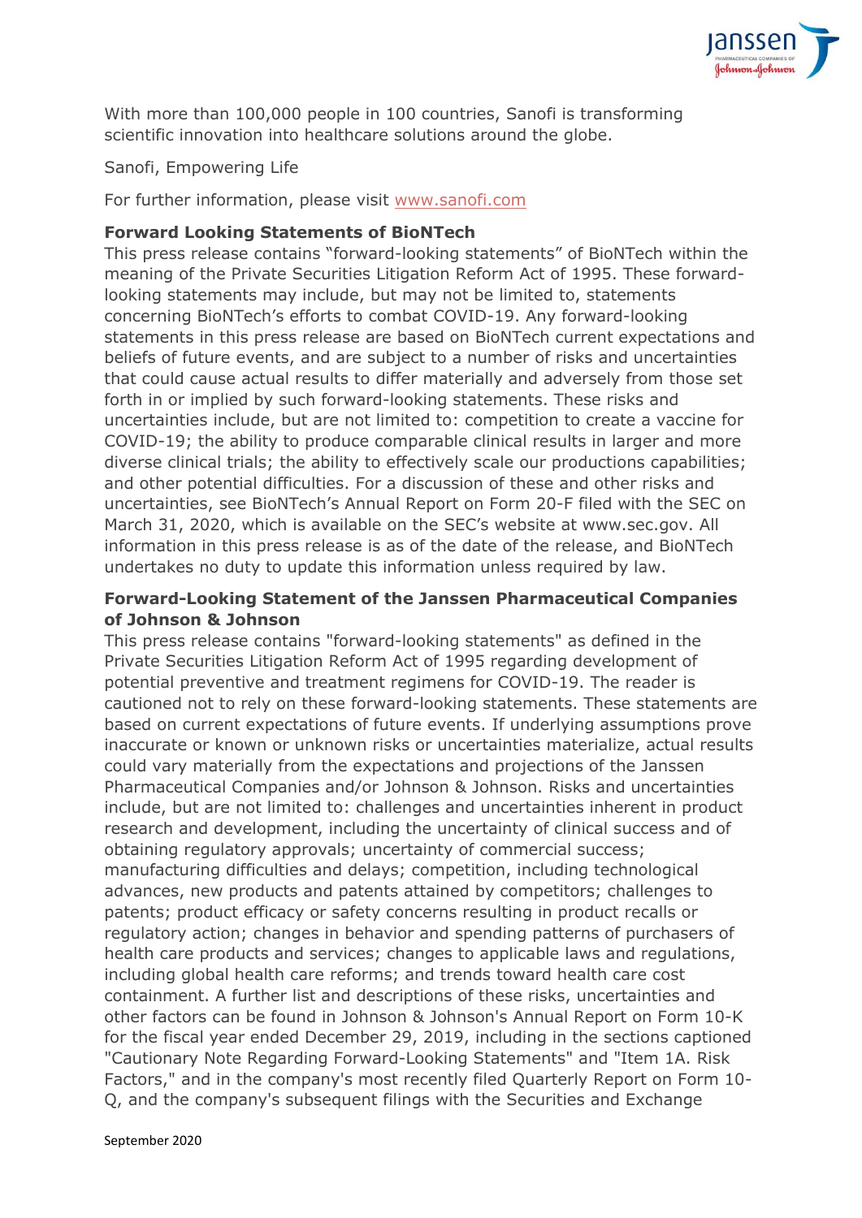With more than 100,000 people in 100 countries, Sanofi is transforming scientific innovation into healthcare solutions around the globe.

Sanofi, Empowering Life

For further information, please visit [www.sanofi.com](http://www.sanofi.com)

**Forward Looking Statements of BioNTech**

This press release contains “forward-looking statements” of BioNTech within the meaning of the Private Securities Litigation Reform Act of 1995. These forward-looking statements may include, but may not be limited to, statements concerning BioNTech’s efforts to combat COVID-19. Any forward-looking statements in this press release are based on BioNTech current expectations and beliefs of future events, and are subject to a number of risks and uncertainties that could cause actual results to differ materially and adversely from those set forth in or implied by such forward-looking statements. These risks and uncertainties include, but are not limited to: competition to create a vaccine for COVID-19; the ability to produce comparable clinical results in larger and more diverse clinical trials; the ability to effectively scale our productions capabilities; and other potential difficulties. For a discussion of these and other risks and uncertainties, see BioNTech’s Annual Report on Form 20-F filed with the SEC on March 31, 2020, which is available on the SEC’s website at www.sec.gov. All information in this press release is as of the date of the release, and BioNTech undertakes no duty to update this information unless required by law.

**Forward-Looking Statement of the Janssen Pharmaceutical Companies of Johnson & Johnson**

This press release contains "forward-looking statements" as defined in the Private Securities Litigation Reform Act of 1995 regarding development of potential preventive and treatment regimens for COVID-19. The reader is cautioned not to rely on these forward-looking statements. These statements are based on current expectations of future events. If underlying assumptions prove inaccurate or known or unknown risks or uncertainties materialize, actual results could vary materially from the expectations and projections of the Janssen Pharmaceutical Companies and/or Johnson & Johnson. Risks and uncertainties include, but are not limited to: challenges and uncertainties inherent in product research and development, including the uncertainty of clinical success and of obtaining regulatory approvals; uncertainty of commercial success; manufacturing difficulties and delays; competition, including technological advances, new products and patents attained by competitors; challenges to patents; product efficacy or safety concerns resulting in product recalls or regulatory action; changes in behavior and spending patterns of purchasers of health care products and services; changes to applicable laws and regulations, including global health care reforms; and trends toward health care cost containment. A further list and descriptions of these risks, uncertainties and other factors can be found in Johnson & Johnson's Annual Report on Form 10-K for the fiscal year ended December 29, 2019, including in the sections captioned "Cautionary Note Regarding Forward-Looking Statements" and "Item 1A. Risk Factors," and in the company's most recently filed Quarterly Report on Form 10-Q, and the company's subsequent filings with the Securities and Exchange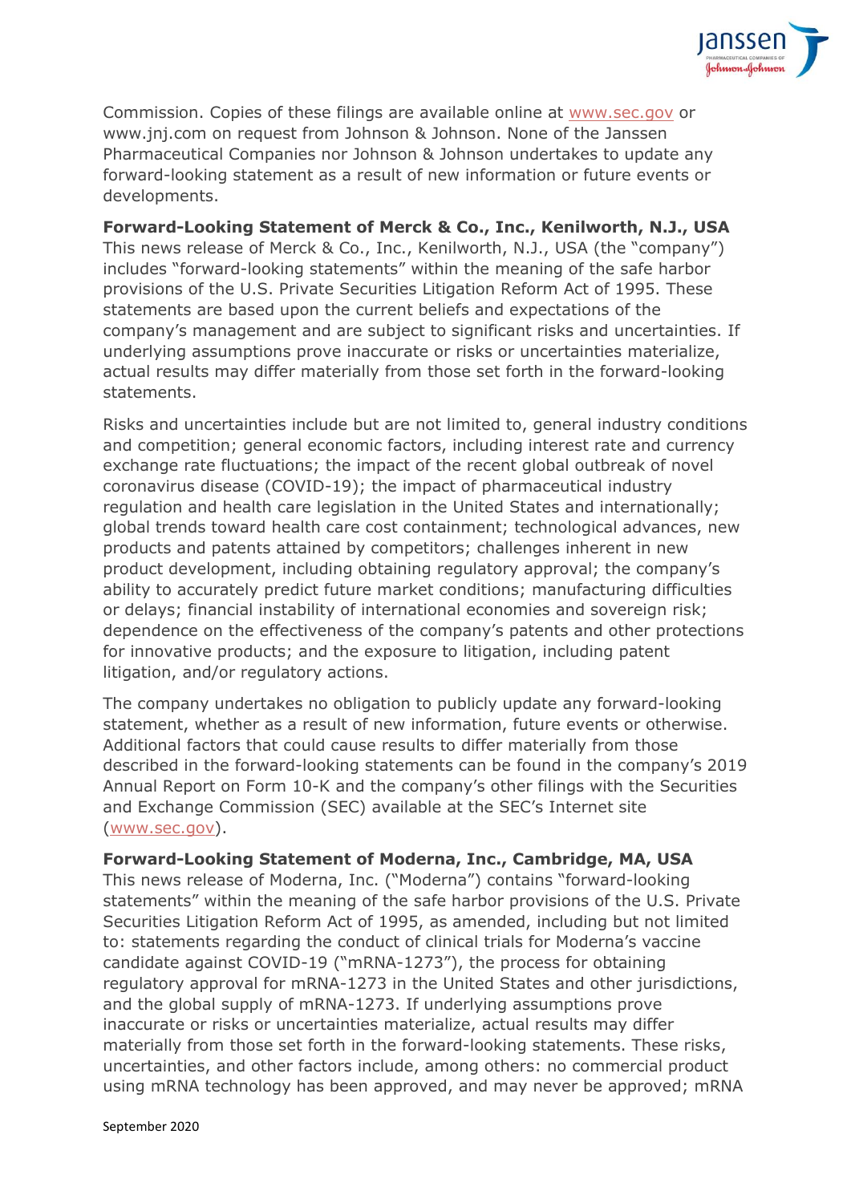Commission. Copies of these filings are available online at www.sec.gov or www.jnj.com on request from Johnson & Johnson. None of the Janssen Pharmaceutical Companies nor Johnson & Johnson undertakes to update any forward-looking statement as a result of new information or future events or developments.

**Forward-Looking Statement of Merck & Co., Inc., Kenilworth, N.J., USA**
This news release of Merck & Co., Inc., Kenilworth, N.J., USA (the "company") includes "forward-looking statements" within the meaning of the safe harbor provisions of the U.S. Private Securities Litigation Reform Act of 1995. These statements are based upon the current beliefs and expectations of the company's management and are subject to significant risks and uncertainties. If underlying assumptions prove inaccurate or risks or uncertainties materialize, actual results may differ materially from those set forth in the forward-looking statements.

Risks and uncertainties include but are not limited to, general industry conditions and competition; general economic factors, including interest rate and currency exchange rate fluctuations; the impact of the recent global outbreak of novel coronavirus disease (COVID-19); the impact of pharmaceutical industry regulation and health care legislation in the United States and internationally; global trends toward health care cost containment; technological advances, new products and patents attained by competitors; challenges inherent in new product development, including obtaining regulatory approval; the company's ability to accurately predict future market conditions; manufacturing difficulties or delays; financial instability of international economies and sovereign risk; dependence on the effectiveness of the company's patents and other protections for innovative products; and the exposure to litigation, including patent litigation, and/or regulatory actions.

The company undertakes no obligation to publicly update any forward-looking statement, whether as a result of new information, future events or otherwise. Additional factors that could cause results to differ materially from those described in the forward-looking statements can be found in the company's 2019 Annual Report on Form 10-K and the company's other filings with the Securities and Exchange Commission (SEC) available at the SEC's Internet site (www.sec.gov).

**Forward-Looking Statement of Moderna, Inc., Cambridge, MA, USA**
This news release of Moderna, Inc. ("Moderna") contains "forward-looking statements" within the meaning of the safe harbor provisions of the U.S. Private Securities Litigation Reform Act of 1995, as amended, including but not limited to: statements regarding the conduct of clinical trials for Moderna's vaccine candidate against COVID-19 ("mRNA-1273"), the process for obtaining regulatory approval for mRNA-1273 in the United States and other jurisdictions, and the global supply of mRNA-1273. If underlying assumptions prove inaccurate or risks or uncertainties materialize, actual results may differ materially from those set forth in the forward-looking statements. These risks, uncertainties, and other factors include, among others: no commercial product using mRNA technology has been approved, and may never be approved; mRNA

September 2020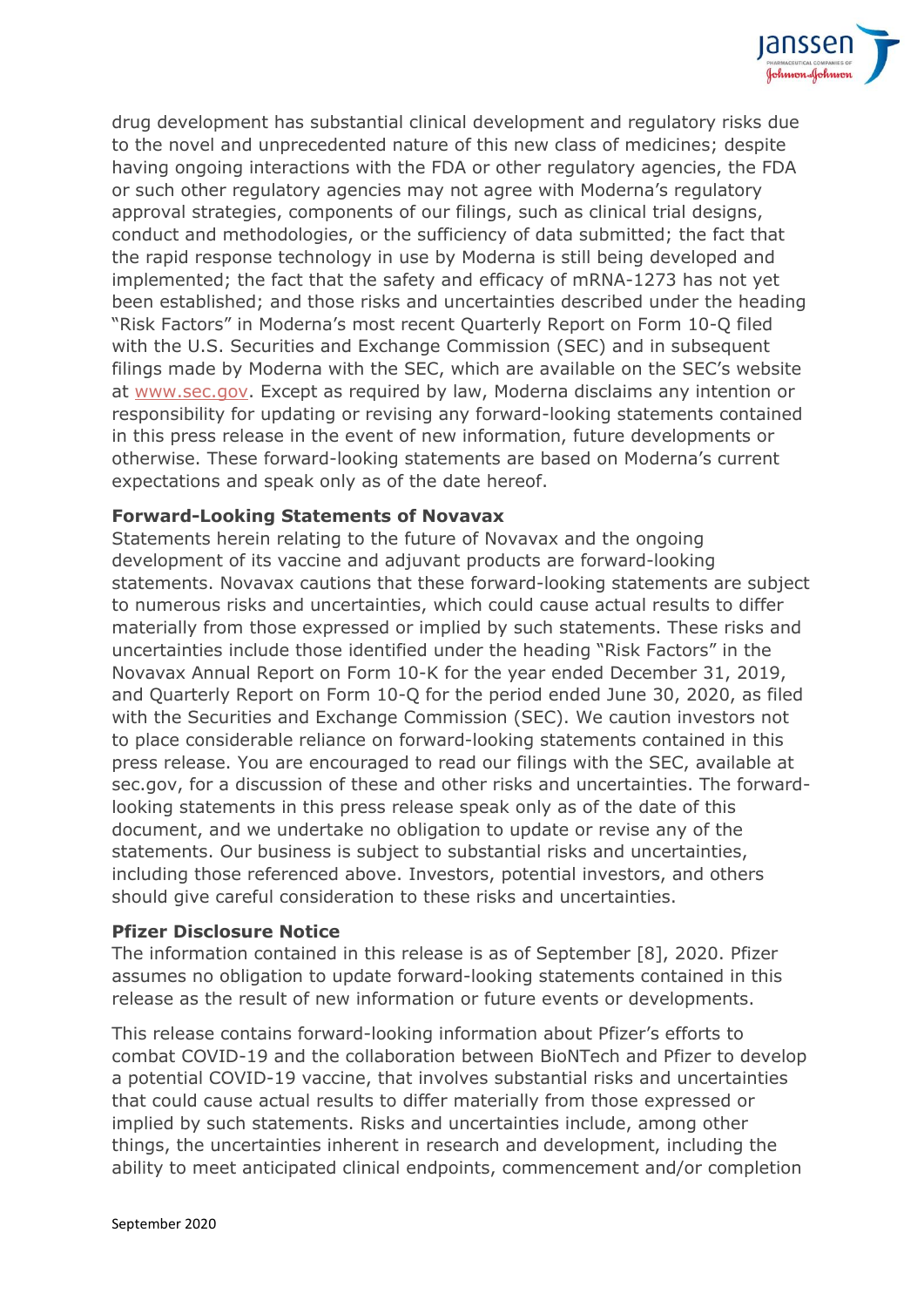drug development has substantial clinical development and regulatory risks due to the novel and unprecedented nature of this new class of medicines; despite having ongoing interactions with the FDA or other regulatory agencies, the FDA or such other regulatory agencies may not agree with Moderna's regulatory approval strategies, components of our filings, such as clinical trial designs, conduct and methodologies, or the sufficiency of data submitted; the fact that the rapid response technology in use by Moderna is still being developed and implemented; the fact that the safety and efficacy of mRNA-1273 has not yet been established; and those risks and uncertainties described under the heading "Risk Factors" in Moderna's most recent Quarterly Report on Form 10-Q filed with the U.S. Securities and Exchange Commission (SEC) and in subsequent filings made by Moderna with the SEC, which are available on the SEC's website at www.sec.gov. Except as required by law, Moderna disclaims any intention or responsibility for updating or revising any forward-looking statements contained in this press release in the event of new information, future developments or otherwise. These forward-looking statements are based on Moderna's current expectations and speak only as of the date hereof.

**Forward-Looking Statements of Novavax**

Statements herein relating to the future of Novavax and the ongoing development of its vaccine and adjuvant products are forward-looking statements. Novavax cautions that these forward-looking statements are subject to numerous risks and uncertainties, which could cause actual results to differ materially from those expressed or implied by such statements. These risks and uncertainties include those identified under the heading "Risk Factors" in the Novavax Annual Report on Form 10-K for the year ended December 31, 2019, and Quarterly Report on Form 10-Q for the period ended June 30, 2020, as filed with the Securities and Exchange Commission (SEC). We caution investors not to place considerable reliance on forward-looking statements contained in this press release. You are encouraged to read our filings with the SEC, available at sec.gov, for a discussion of these and other risks and uncertainties. The forward-looking statements in this press release speak only as of the date of this document, and we undertake no obligation to update or revise any of the statements. Our business is subject to substantial risks and uncertainties, including those referenced above. Investors, potential investors, and others should give careful consideration to these risks and uncertainties.

**Pfizer Disclosure Notice**

The information contained in this release is as of September [8], 2020. Pfizer assumes no obligation to update forward-looking statements contained in this release as the result of new information or future events or developments.

This release contains forward-looking information about Pfizer's efforts to combat COVID-19 and the collaboration between BioNTech and Pfizer to develop a potential COVID-19 vaccine, that involves substantial risks and uncertainties that could cause actual results to differ materially from those expressed or implied by such statements. Risks and uncertainties include, among other things, the uncertainties inherent in research and development, including the ability to meet anticipated clinical endpoints, commencement and/or completion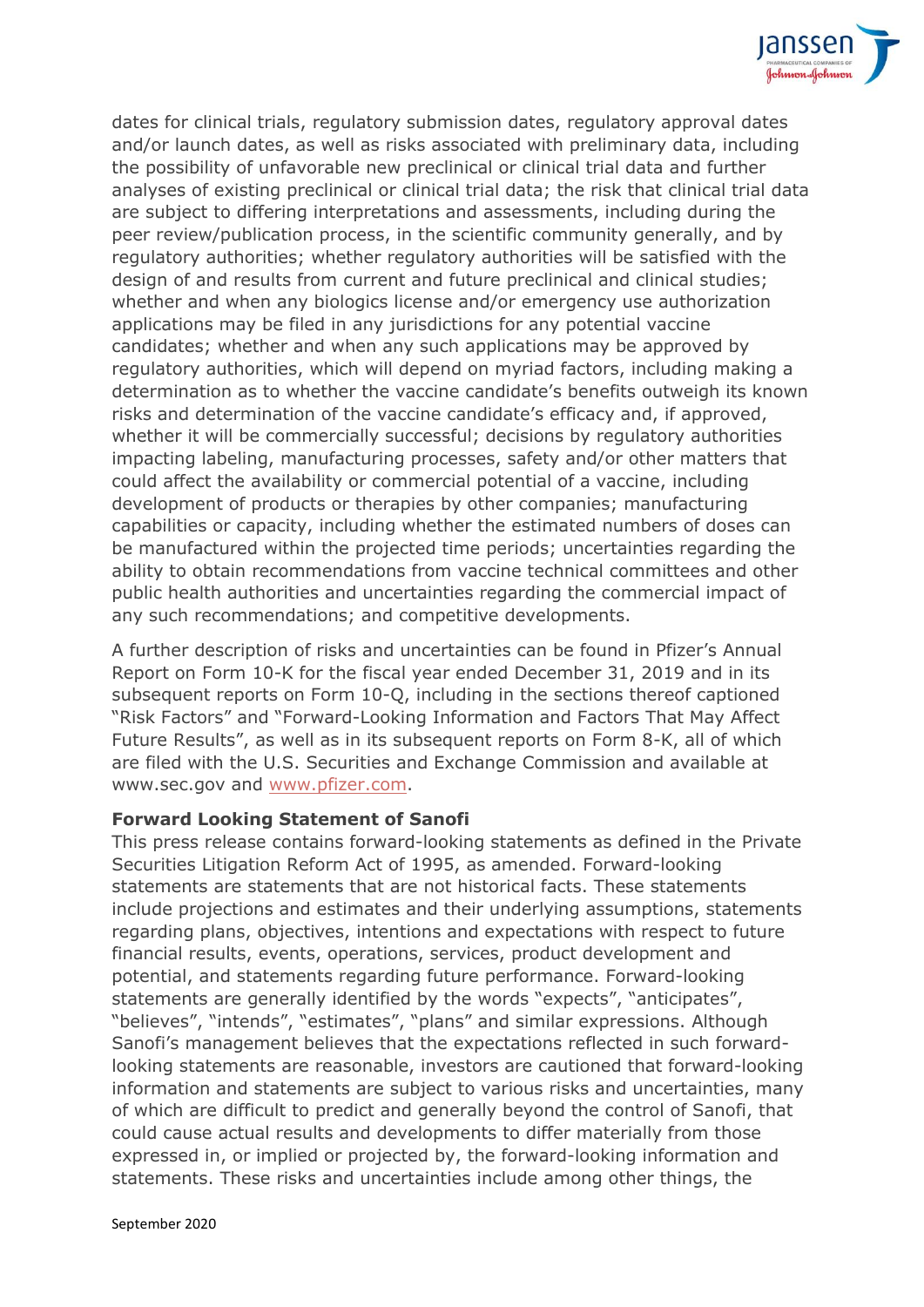dates for clinical trials, regulatory submission dates, regulatory approval dates and/or launch dates, as well as risks associated with preliminary data, including the possibility of unfavorable new preclinical or clinical trial data and further analyses of existing preclinical or clinical trial data; the risk that clinical trial data are subject to differing interpretations and assessments, including during the peer review/publication process, in the scientific community generally, and by regulatory authorities; whether regulatory authorities will be satisfied with the design of and results from current and future preclinical and clinical studies; whether and when any biologics license and/or emergency use authorization applications may be filed in any jurisdictions for any potential vaccine candidates; whether and when any such applications may be approved by regulatory authorities, which will depend on myriad factors, including making a determination as to whether the vaccine candidate's benefits outweigh its known risks and determination of the vaccine candidate's efficacy and, if approved, whether it will be commercially successful; decisions by regulatory authorities impacting labeling, manufacturing processes, safety and/or other matters that could affect the availability or commercial potential of a vaccine, including development of products or therapies by other companies; manufacturing capabilities or capacity, including whether the estimated numbers of doses can be manufactured within the projected time periods; uncertainties regarding the ability to obtain recommendations from vaccine technical committees and other public health authorities and uncertainties regarding the commercial impact of any such recommendations; and competitive developments.

A further description of risks and uncertainties can be found in Pfizer's Annual Report on Form 10-K for the fiscal year ended December 31, 2019 and in its subsequent reports on Form 10-Q, including in the sections thereof captioned "Risk Factors" and "Forward-Looking Information and Factors That May Affect Future Results", as well as in its subsequent reports on Form 8-K, all of which are filed with the U.S. Securities and Exchange Commission and available at www.sec.gov and www.pfizer.com.

**Forward Looking Statement of Sanofi**

This press release contains forward-looking statements as defined in the Private Securities Litigation Reform Act of 1995, as amended. Forward-looking statements are statements that are not historical facts. These statements include projections and estimates and their underlying assumptions, statements regarding plans, objectives, intentions and expectations with respect to future financial results, events, operations, services, product development and potential, and statements regarding future performance. Forward-looking statements are generally identified by the words "expects", "anticipates", "believes", "intends", "estimates", "plans" and similar expressions. Although Sanofi's management believes that the expectations reflected in such forward-looking statements are reasonable, investors are cautioned that forward-looking information and statements are subject to various risks and uncertainties, many of which are difficult to predict and generally beyond the control of Sanofi, that could cause actual results and developments to differ materially from those expressed in, or implied or projected by, the forward-looking information and statements. These risks and uncertainties include among other things, the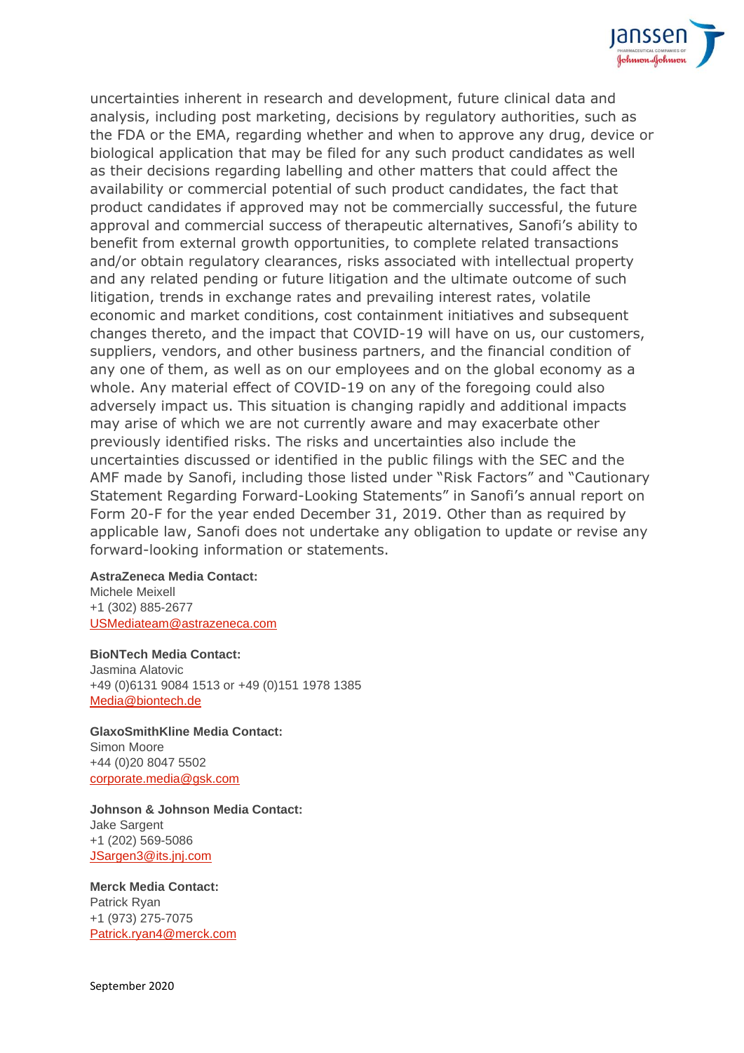uncertainties inherent in research and development, future clinical data and analysis, including post marketing, decisions by regulatory authorities, such as the FDA or the EMA, regarding whether and when to approve any drug, device or biological application that may be filed for any such product candidates as well as their decisions regarding labelling and other matters that could affect the availability or commercial potential of such product candidates, the fact that product candidates if approved may not be commercially successful, the future approval and commercial success of therapeutic alternatives, Sanofi's ability to benefit from external growth opportunities, to complete related transactions and/or obtain regulatory clearances, risks associated with intellectual property and any related pending or future litigation and the ultimate outcome of such litigation, trends in exchange rates and prevailing interest rates, volatile economic and market conditions, cost containment initiatives and subsequent changes thereto, and the impact that COVID-19 will have on us, our customers, suppliers, vendors, and other business partners, and the financial condition of any one of them, as well as on our employees and on the global economy as a whole. Any material effect of COVID-19 on any of the foregoing could also adversely impact us. This situation is changing rapidly and additional impacts may arise of which we are not currently aware and may exacerbate other previously identified risks. The risks and uncertainties also include the uncertainties discussed or identified in the public filings with the SEC and the AMF made by Sanofi, including those listed under "Risk Factors" and "Cautionary Statement Regarding Forward-Looking Statements" in Sanofi's annual report on Form 20-F for the year ended December 31, 2019. Other than as required by applicable law, Sanofi does not undertake any obligation to update or revise any forward-looking information or statements.

**AstraZeneca Media Contact:**
Michele Meixell
+1 (302) 885-2677
USMediateam@astrazeneca.com

**BioNTech Media Contact:**
Jasmina Alatovic
+49 (0)6131 9084 1513 or +49 (0)151 1978 1385
Media@biontech.de

**GlaxoSmithKline Media Contact:**
Simon Moore
+44 (0)20 8047 5502
corporate.media@gsk.com

**Johnson & Johnson Media Contact:**
Jake Sargent
+1 (202) 569-5086
JSargen3@its.jnj.com

**Merck Media Contact:**
Patrick Ryan
+1 (973) 275-7075
Patrick.ryan4@merck.com

September 2020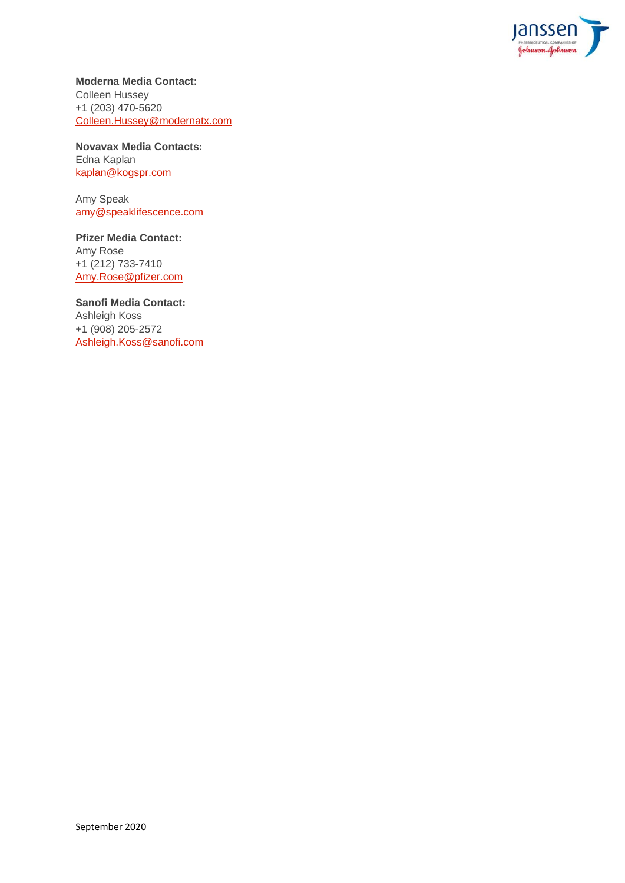**Moderna Media Contact:**
Colleen Hussey
+1 (203) 470-5620
Colleen.Hussey@modernatx.com

**Novavax Media Contacts:**
Edna Kaplan
kaplan@kogspr.com

Amy Speak
amy@speaklifescence.com

**Pfizer Media Contact:**
Amy Rose
+1 (212) 733-7410
Amy.Rose@pfizer.com

**Sanofi Media Contact:**
Ashleigh Koss
+1 (908) 205-2572
Ashleigh.Koss@sanofi.com

September 2020